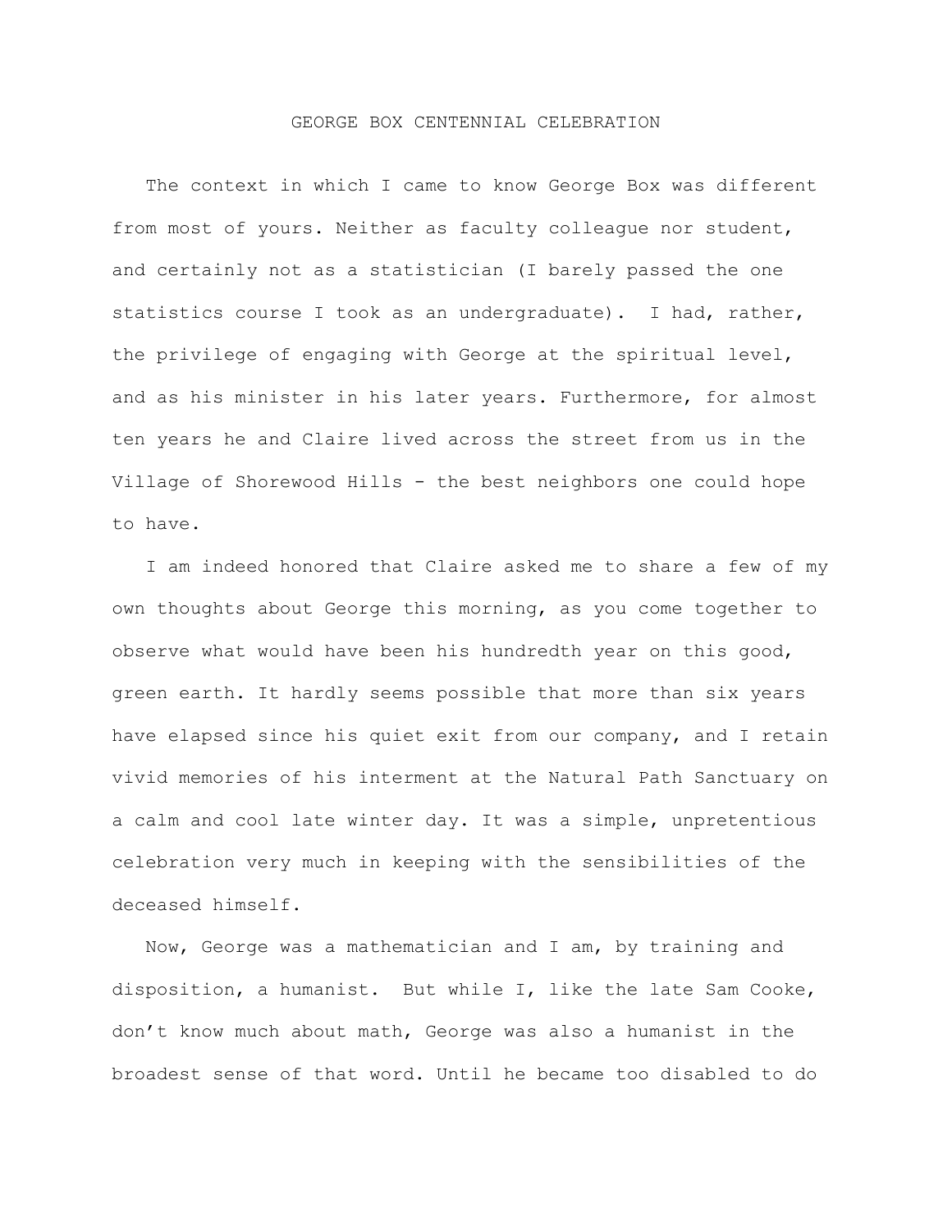# GEORGE BOX CENTENNIAL CELEBRATION

The context in which I came to know George Box was different from most of yours. Neither as faculty colleague nor student, and certainly not as a statistician (I barely passed the one statistics course I took as an undergraduate). I had, rather, the privilege of engaging with George at the spiritual level, and as his minister in his later years. Furthermore, for almost ten years he and Claire lived across the street from us in the Village of Shorewood Hills - the best neighbors one could hope to have.

I am indeed honored that Claire asked me to share a few of my own thoughts about George this morning, as you come together to observe what would have been his hundredth year on this good, green earth. It hardly seems possible that more than six years have elapsed since his quiet exit from our company, and I retain vivid memories of his interment at the Natural Path Sanctuary on a calm and cool late winter day. It was a simple, unpretentious celebration very much in keeping with the sensibilities of the deceased himself.

Now, George was a mathematician and I am, by training and disposition, a humanist. But while I, like the late Sam Cooke, don't know much about math, George was also a humanist in the broadest sense of that word. Until he became too disabled to do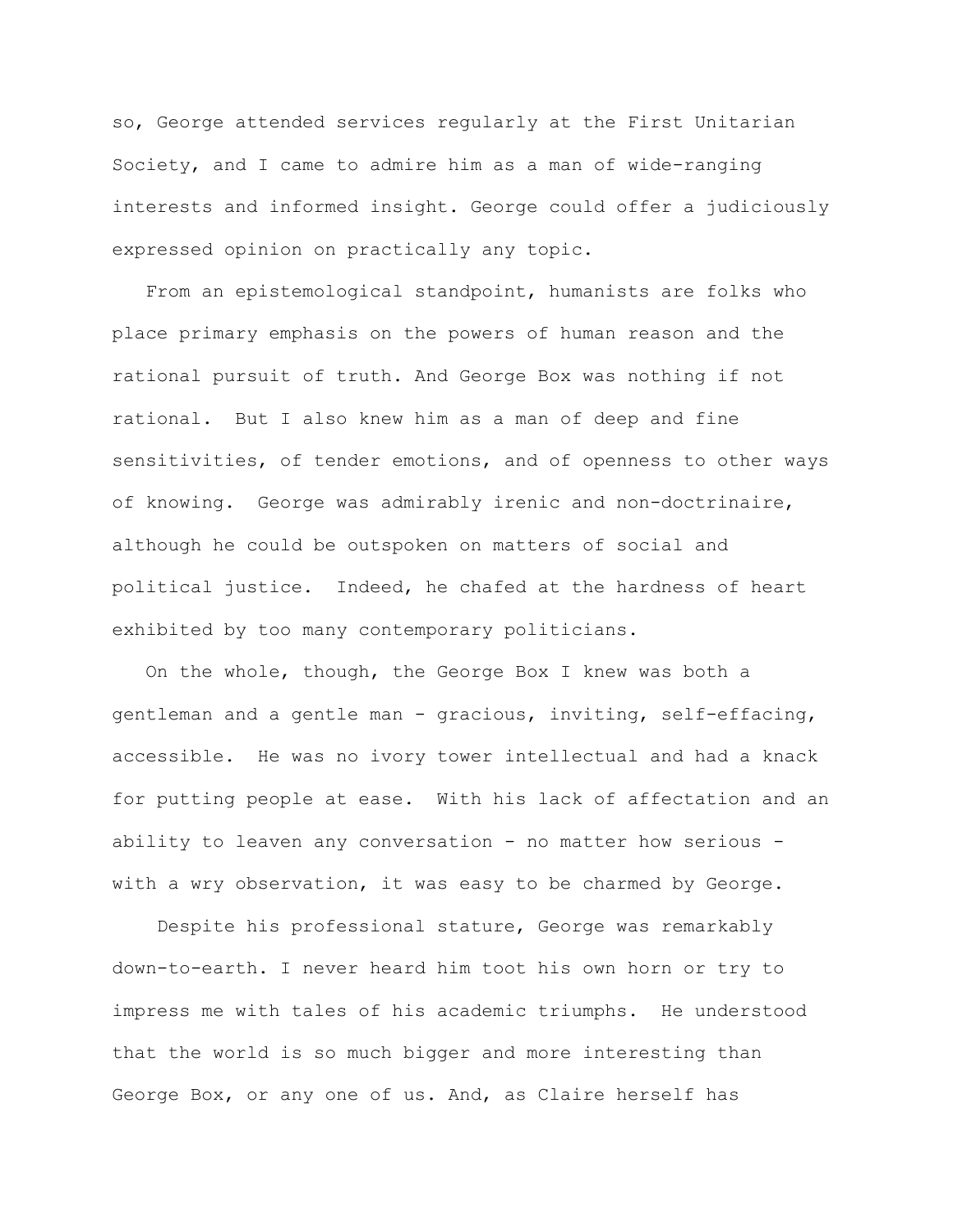so, George attended services regularly at the First Unitarian Society, and I came to admire him as a man of wide-ranging interests and informed insight. George could offer a judiciously expressed opinion on practically any topic.

From an epistemological standpoint, humanists are folks who place primary emphasis on the powers of human reason and the rational pursuit of truth. And George Box was nothing if not rational. But I also knew him as a man of deep and fine sensitivities, of tender emotions, and of openness to other ways of knowing. George was admirably irenic and non-doctrinaire, although he could be outspoken on matters of social and political justice. Indeed, he chafed at the hardness of heart exhibited by too many contemporary politicians.

On the whole, though, the George Box I knew was both a gentleman and a gentle man - gracious, inviting, self-effacing, accessible. He was no ivory tower intellectual and had a knack for putting people at ease. With his lack of affectation and an ability to leaven any conversation - no matter how serious - with a wry observation, it was easy to be charmed by George.

Despite his professional stature, George was remarkably down-to-earth. I never heard him toot his own horn or try to impress me with tales of his academic triumphs. He understood that the world is so much bigger and more interesting than George Box, or any one of us. And, as Claire herself has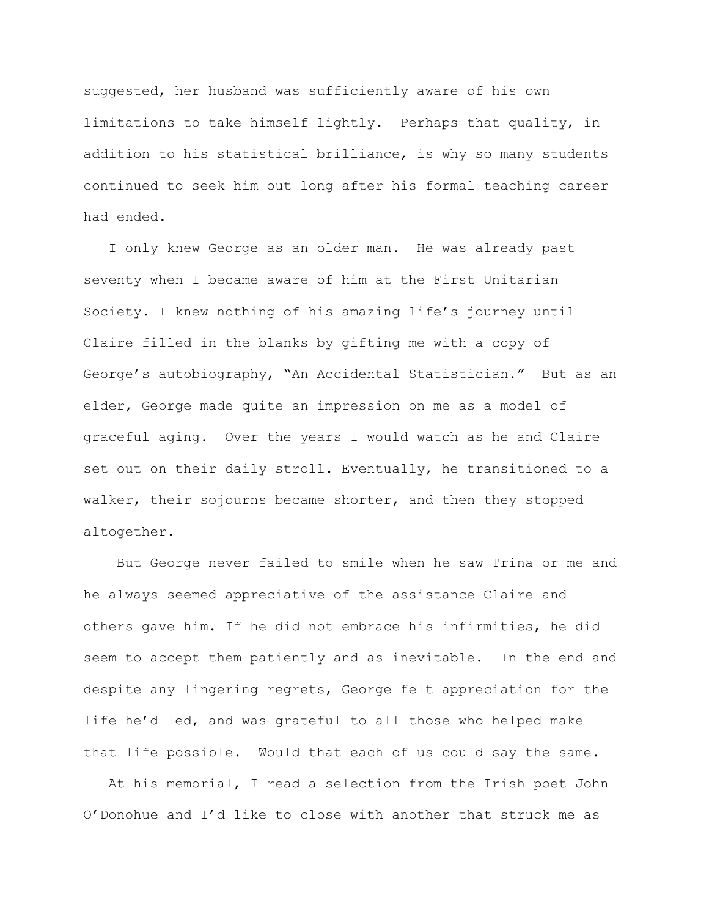suggested, her husband was sufficiently aware of his own limitations to take himself lightly. Perhaps that quality, in addition to his statistical brilliance, is why so many students continued to seek him out long after his formal teaching career had ended.

I only knew George as an older man. He was already past seventy when I became aware of him at the First Unitarian Society. I knew nothing of his amazing life's journey until Claire filled in the blanks by gifting me with a copy of George's autobiography, "An Accidental Statistician." But as an elder, George made quite an impression on me as a model of graceful aging. Over the years I would watch as he and Claire set out on their daily stroll. Eventually, he transitioned to a walker, their sojourns became shorter, and then they stopped altogether.

But George never failed to smile when he saw Trina or me and he always seemed appreciative of the assistance Claire and others gave him. If he did not embrace his infirmities, he did seem to accept them patiently and as inevitable. In the end and despite any lingering regrets, George felt appreciation for the life he'd led, and was grateful to all those who helped make that life possible. Would that each of us could say the same.

At his memorial, I read a selection from the Irish poet John O'Donohue and I'd like to close with another that struck me as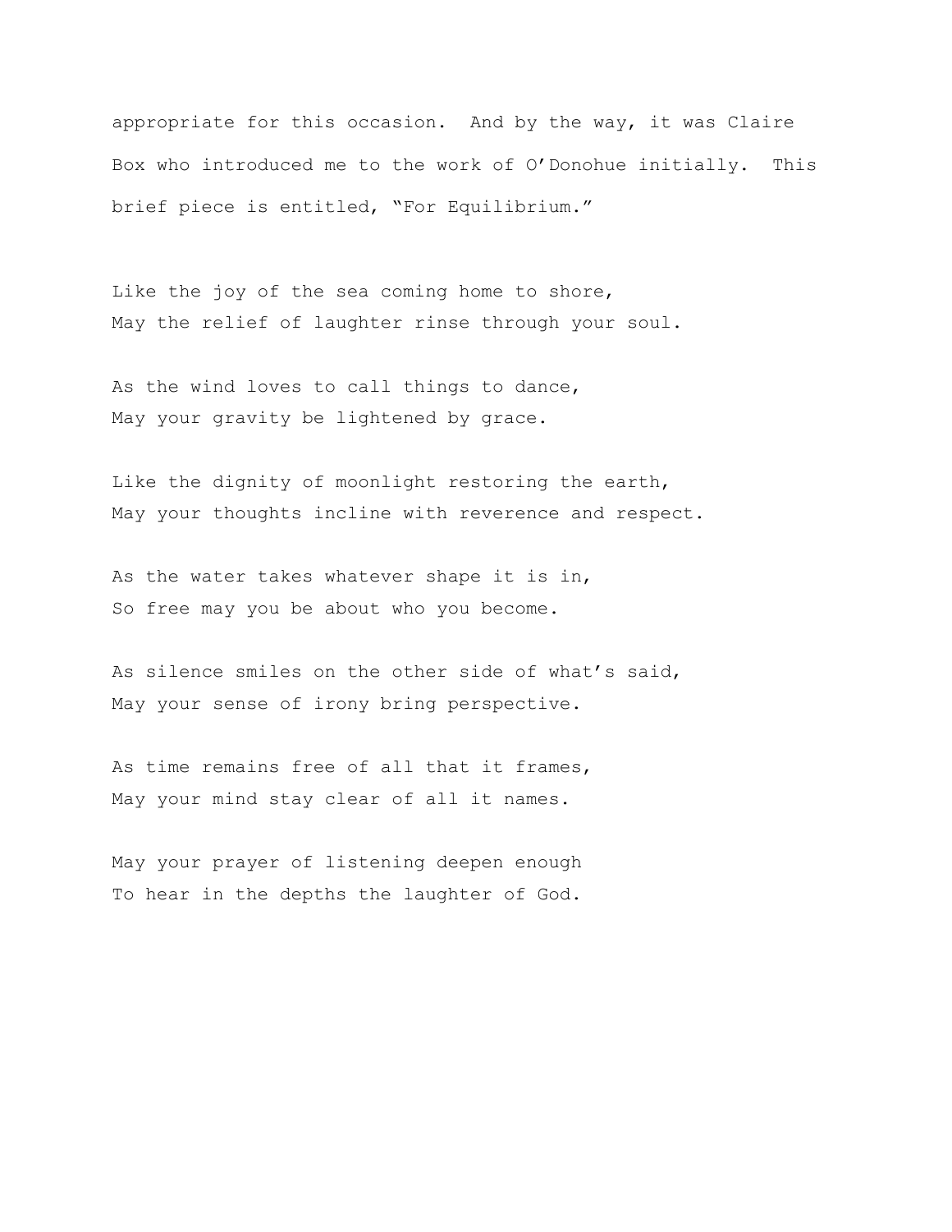appropriate for this occasion. And by the way, it was Claire Box who introduced me to the work of O'Donohue initially. This brief piece is entitled, "For Equilibrium."

Like the joy of the sea coming home to shore,  
May the relief of laughter rinse through your soul.

As the wind loves to call things to dance,  
May your gravity be lightened by grace.

Like the dignity of moonlight restoring the earth,  
May your thoughts incline with reverence and respect.

As the water takes whatever shape it is in,  
So free may you be about who you become.

As silence smiles on the other side of what's said,  
May your sense of irony bring perspective.

As time remains free of all that it frames,  
May your mind stay clear of all it names.

May your prayer of listening deepen enough  
To hear in the depths the laughter of God.